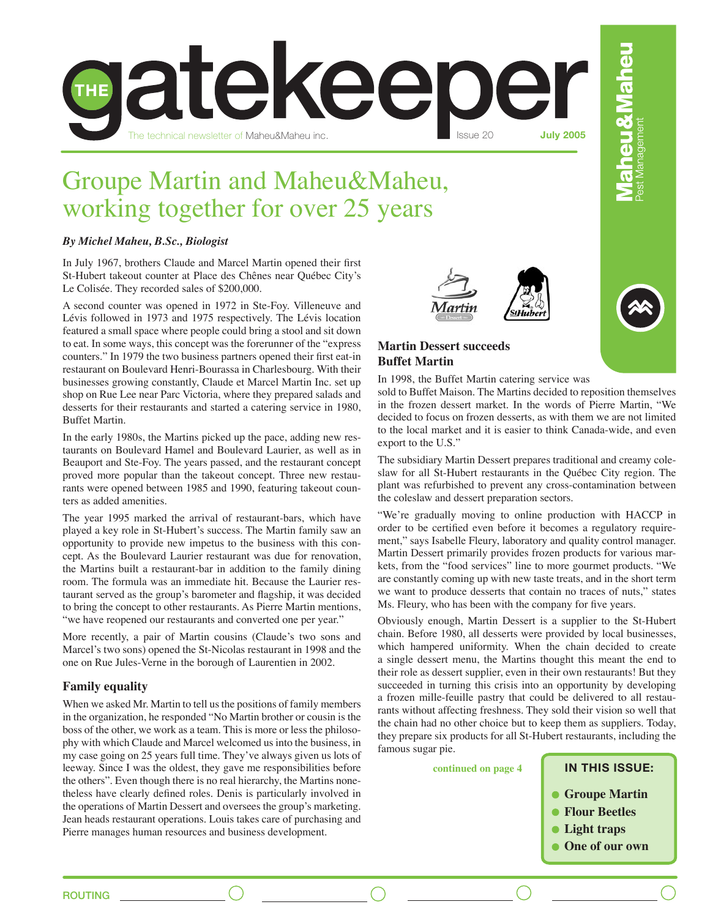# the gatekeeper

The technical newsletter of Maheu&Maheu inc. Issue 20 **July 2005**

Maheu&Maheu Pest Management

# Groupe Martin and Maheu&Maheu, working together for over 25 years

***By Michel Maheu, B.Sc., Biologist***

In July 1967, brothers Claude and Marcel Martin opened their first St-Hubert takeout counter at Place des Chênes near Québec City's Le Colisée. They recorded sales of $200,000.

A second counter was opened in 1972 in Ste-Foy. Villeneuve and Lévis followed in 1973 and 1975 respectively. The Lévis location featured a small space where people could bring a stool and sit down to eat. In some ways, this concept was the forerunner of the "express counters." In 1979 the two business partners opened their first eat-in restaurant on Boulevard Henri-Bourassa in Charlesbourg. With their businesses growing constantly, Claude et Marcel Martin Inc. set up shop on Rue Lee near Parc Victoria, where they prepared salads and desserts for their restaurants and started a catering service in 1980, Buffet Martin.

In the early 1980s, the Martins picked up the pace, adding new restaurants on Boulevard Hamel and Boulevard Laurier, as well as in Beauport and Ste-Foy. The years passed, and the restaurant concept proved more popular than the takeout concept. Three new restaurants were opened between 1985 and 1990, featuring takeout counters as added amenities.

The year 1995 marked the arrival of restaurant-bars, which have played a key role in St-Hubert's success. The Martin family saw an opportunity to provide new impetus to the business with this concept. As the Boulevard Laurier restaurant was due for renovation, the Martins built a restaurant-bar in addition to the family dining room. The formula was an immediate hit. Because the Laurier restaurant served as the group's barometer and flagship, it was decided to bring the concept to other restaurants. As Pierre Martin mentions, "we have reopened our restaurants and converted one per year."

More recently, a pair of Martin cousins (Claude's two sons and Marcel's two sons) opened the St-Nicolas restaurant in 1998 and the one on Rue Jules-Verne in the borough of Laurentien in 2002.

## Family equality

When we asked Mr. Martin to tell us the positions of family members in the organization, he responded "No Martin brother or cousin is the boss of the other, we work as a team. This is more or less the philosophy with which Claude and Marcel welcomed us into the business, in my case going on 25 years full time. They've always given us lots of leeway. Since I was the oldest, they gave me responsibilities before the others". Even though there is no real hierarchy, the Martins nonetheless have clearly defined roles. Denis is particularly involved in the operations of Martin Dessert and oversees the group's marketing. Jean heads restaurant operations. Louis takes care of purchasing and Pierre manages human resources and business development.

## Martin Dessert succeeds Buffet Martin

In 1998, the Buffet Martin catering service was sold to Buffet Maison. The Martins decided to reposition themselves in the frozen dessert market. In the words of Pierre Martin, "We decided to focus on frozen desserts, as with them we are not limited to the local market and it is easier to think Canada-wide, and even export to the U.S."

The subsidiary Martin Dessert prepares traditional and creamy coleslaw for all St-Hubert restaurants in the Québec City region. The plant was refurbished to prevent any cross-contamination between the coleslaw and dessert preparation sectors.

"We're gradually moving to online production with HACCP in order to be certified even before it becomes a regulatory requirement," says Isabelle Fleury, laboratory and quality control manager. Martin Dessert primarily provides frozen products for various markets, from the "food services" line to more gourmet products. "We are constantly coming up with new taste treats, and in the short term we want to produce desserts that contain no traces of nuts," states Ms. Fleury, who has been with the company for five years.

Obviously enough, Martin Dessert is a supplier to the St-Hubert chain. Before 1980, all desserts were provided by local businesses, which hampered uniformity. When the chain decided to create a single dessert menu, the Martins thought this meant the end to their role as dessert supplier, even in their own restaurants! But they succeeded in turning this crisis into an opportunity by developing a frozen mille-feuille pastry that could be delivered to all restaurants without affecting freshness. They sold their vision so well that the chain had no other choice but to keep them as suppliers. Today, they prepare six products for all St-Hubert restaurants, including the famous sugar pie.

**continued on page 4**

**IN THIS ISSUE:**

- **Groupe Martin**
- **Flour Beetles**
- **Light traps**
- **One of our own**

ROUTING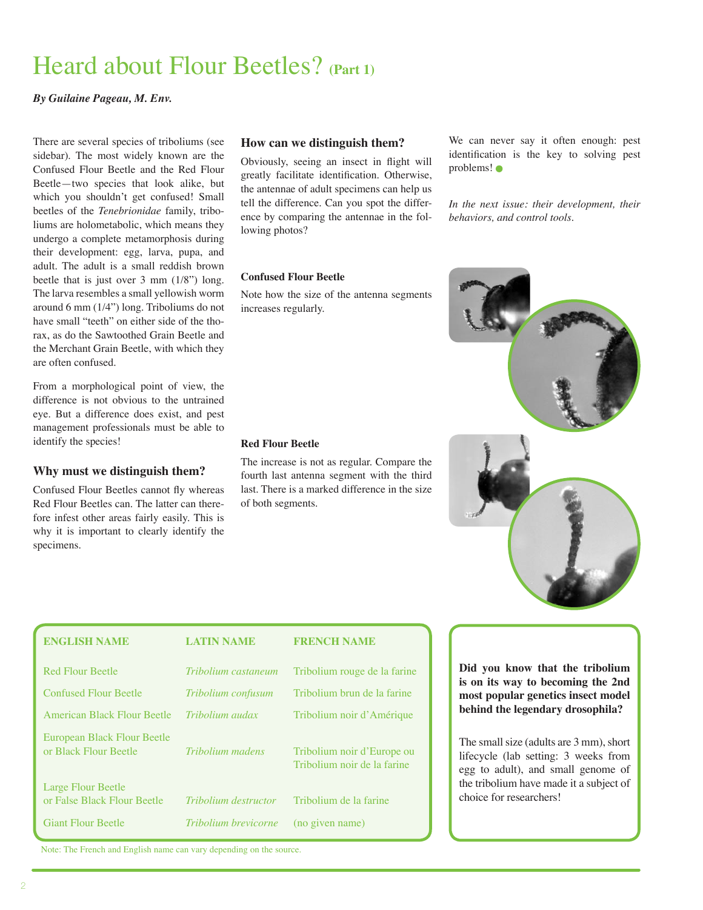# Heard about Flour Beetles? (Part 1)

***By Guilaine Pageau, M. Env.***

There are several species of triboliums (see sidebar). The most widely known are the Confused Flour Beetle and the Red Flour Beetle—two species that look alike, but which you shouldn't get confused! Small beetles of the *Tenebrionidae* family, triboliums are holometabolic, which means they undergo a complete metamorphosis during their development: egg, larva, pupa, and adult. The adult is a small reddish brown beetle that is just over 3 mm (1/8") long. The larva resembles a small yellowish worm around 6 mm (1/4") long. Triboliums do not have small "teeth" on either side of the thorax, as do the Sawtoothed Grain Beetle and the Merchant Grain Beetle, with which they are often confused.

From a morphological point of view, the difference is not obvious to the untrained eye. But a difference does exist, and pest management professionals must be able to identify the species!

## Why must we distinguish them?

Confused Flour Beetles cannot fly whereas Red Flour Beetles can. The latter can therefore infest other areas fairly easily. This is why it is important to clearly identify the specimens.

## How can we distinguish them?

Obviously, seeing an insect in flight will greatly facilitate identification. Otherwise, the antennae of adult specimens can help us tell the difference. Can you spot the difference by comparing the antennae in the following photos?

**Confused Flour Beetle**

Note how the size of the antenna segments increases regularly.

**Red Flour Beetle**

The increase is not as regular. Compare the fourth last antenna segment with the third last. There is a marked difference in the size of both segments.

We can never say it often enough: pest identification is the key to solving pest problems!

*In the next issue: their development, their behaviors, and control tools.*

| ENGLISH NAME | LATIN NAME | FRENCH NAME |
|---|---|---|
| Red Flour Beetle | *Tribolium castaneum* | Tribolium rouge de la farine |
| Confused Flour Beetle | *Tribolium confusum* | Tribolium brun de la farine |
| American Black Flour Beetle | *Tribolium audax* | Tribolium noir d'Amérique |
| European Black Flour Beetle or Black Flour Beetle | *Tribolium madens* | Tribolium noir d'Europe ou Tribolium noir de la farine |
| Large Flour Beetle or False Black Flour Beetle | *Tribolium destructor* | Tribolium de la farine |
| Giant Flour Beetle | *Tribolium brevicorne* | (no given name) |

Note: The French and English name can vary depending on the source.

**Did you know that the tribolium is on its way to becoming the 2nd most popular genetics insect model behind the legendary drosophila?**

The small size (adults are 3 mm), short lifecycle (lab setting: 3 weeks from egg to adult), and small genome of the tribolium have made it a subject of choice for researchers!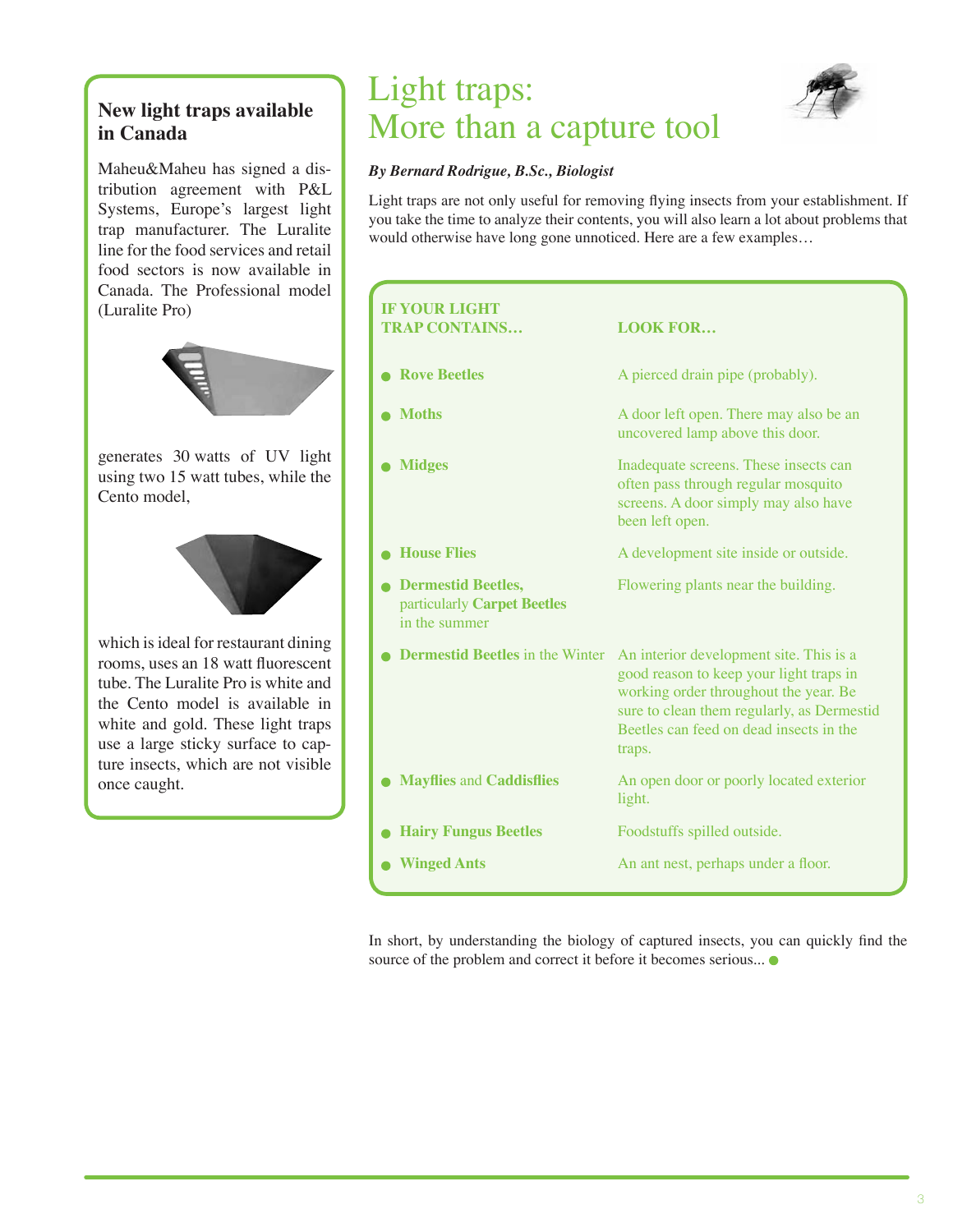## New light traps available in Canada

Maheu&Maheu has signed a distribution agreement with P&L Systems, Europe's largest light trap manufacturer. The Luralite line for the food services and retail food sectors is now available in Canada. The Professional model (Luralite Pro) generates 30 watts of UV light using two 15 watt tubes, while the Cento model, which is ideal for restaurant dining rooms, uses an 18 watt fluorescent tube. The Luralite Pro is white and the Cento model is available in white and gold. These light traps use a large sticky surface to capture insects, which are not visible once caught.

# Light traps: More than a capture tool

***By Bernard Rodrigue, B.Sc., Biologist***

Light traps are not only useful for removing flying insects from your establishment. If you take the time to analyze their contents, you will also learn a lot about problems that would otherwise have long gone unnoticed. Here are a few examples…

| IF YOUR LIGHT TRAP CONTAINS… | LOOK FOR… |
|---|---|
| **Rove Beetles** | A pierced drain pipe (probably). |
| **Moths** | A door left open. There may also be an uncovered lamp above this door. |
| **Midges** | Inadequate screens. These insects can often pass through regular mosquito screens. A door simply may also have been left open. |
| **House Flies** | A development site inside or outside. |
| **Dermestid Beetles,** particularly **Carpet Beetles** in the summer | Flowering plants near the building. |
| **Dermestid Beetles** in the Winter | An interior development site. This is a good reason to keep your light traps in working order throughout the year. Be sure to clean them regularly, as Dermestid Beetles can feed on dead insects in the traps. |
| **Mayflies** and **Caddisflies** | An open door or poorly located exterior light. |
| **Hairy Fungus Beetles** | Foodstuffs spilled outside. |
| **Winged Ants** | An ant nest, perhaps under a floor. |

In short, by understanding the biology of captured insects, you can quickly find the source of the problem and correct it before it becomes serious...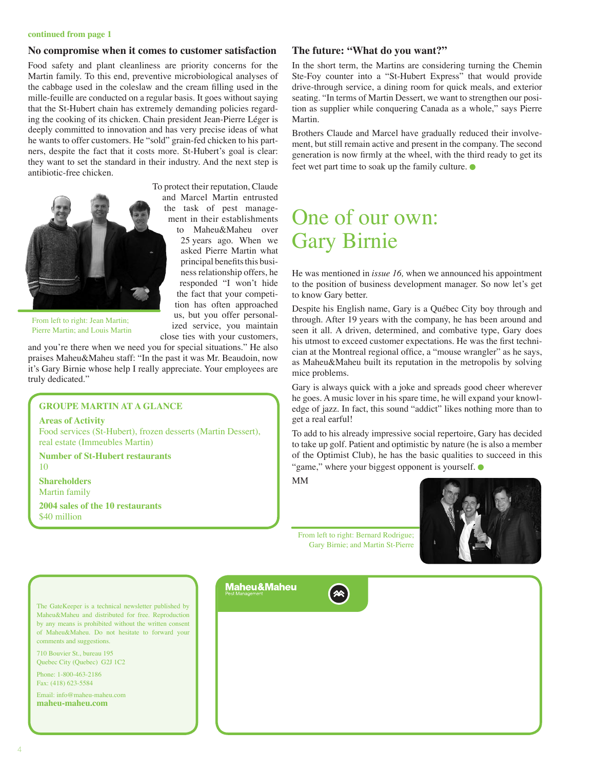continued from page 1

## No compromise when it comes to customer satisfaction

Food safety and plant cleanliness are priority concerns for the Martin family. To this end, preventive microbiological analyses of the cabbage used in the coleslaw and the cream filling used in the mille-feuille are conducted on a regular basis. It goes without saying that the St-Hubert chain has extremely demanding policies regarding the cooking of its chicken. Chain president Jean-Pierre Léger is deeply committed to innovation and has very precise ideas of what he wants to offer customers. He "sold" grain-fed chicken to his partners, despite the fact that it costs more. St-Hubert's goal is clear: they want to set the standard in their industry. And the next step is antibiotic-free chicken.

To protect their reputation, Claude and Marcel Martin entrusted the task of pest management in their establishments to Maheu&Maheu over 25 years ago. When we asked Pierre Martin what principal benefits this business relationship offers, he responded "I won't hide the fact that your competition has often approached us, but you offer personalized service, you maintain close ties with your customers, and you're there when we need you for special situations." He also praises Maheu&Maheu staff: "In the past it was Mr. Beaudoin, now it's Gary Birnie whose help I really appreciate. Your employees are truly dedicated."

From left to right: Jean Martin; Pierre Martin; and Louis Martin

**GROUPE MARTIN AT A GLANCE**

**Areas of Activity**
Food services (St-Hubert), frozen desserts (Martin Dessert), real estate (Immeubles Martin)

**Number of St-Hubert restaurants**
10

**Shareholders**
Martin family

**2004 sales of the 10 restaurants**
$40 million

## The future: "What do you want?"

In the short term, the Martins are considering turning the Chemin Ste-Foy counter into a "St-Hubert Express" that would provide drive-through service, a dining room for quick meals, and exterior seating. "In terms of Martin Dessert, we want to strengthen our position as supplier while conquering Canada as a whole," says Pierre Martin.

Brothers Claude and Marcel have gradually reduced their involvement, but still remain active and present in the company. The second generation is now firmly at the wheel, with the third ready to get its feet wet part time to soak up the family culture.

# One of our own: Gary Birnie

He was mentioned in *issue 16,* when we announced his appointment to the position of business development manager. So now let's get to know Gary better.

Despite his English name, Gary is a Québec City boy through and through. After 19 years with the company, he has been around and seen it all. A driven, determined, and combative type, Gary does his utmost to exceed customer expectations. He was the first technician at the Montreal regional office, a "mouse wrangler" as he says, as Maheu&Maheu built its reputation in the metropolis by solving mice problems.

Gary is always quick with a joke and spreads good cheer wherever he goes. A music lover in his spare time, he will expand your knowledge of jazz. In fact, this sound "addict" likes nothing more than to get a real earful!

To add to his already impressive social repertoire, Gary has decided to take up golf. Patient and optimistic by nature (he is also a member of the Optimist Club), he has the basic qualities to succeed in this "game," where your biggest opponent is yourself.

MM

From left to right: Bernard Rodrigue; Gary Birnie; and Martin St-Pierre

The GateKeeper is a technical newsletter published by Maheu&Maheu and distributed for free. Reproduction by any means is prohibited without the written consent of Maheu&Maheu. Do not hesitate to forward your comments and suggestions.

710 Bouvier St., bureau 195
Quebec City (Quebec) G2J 1C2

Phone: 1-800-463-2186
Fax: (418) 623-5584

Email: info@maheu-maheu.com
**maheu-maheu.com**

Maheu&Maheu
Pest Management